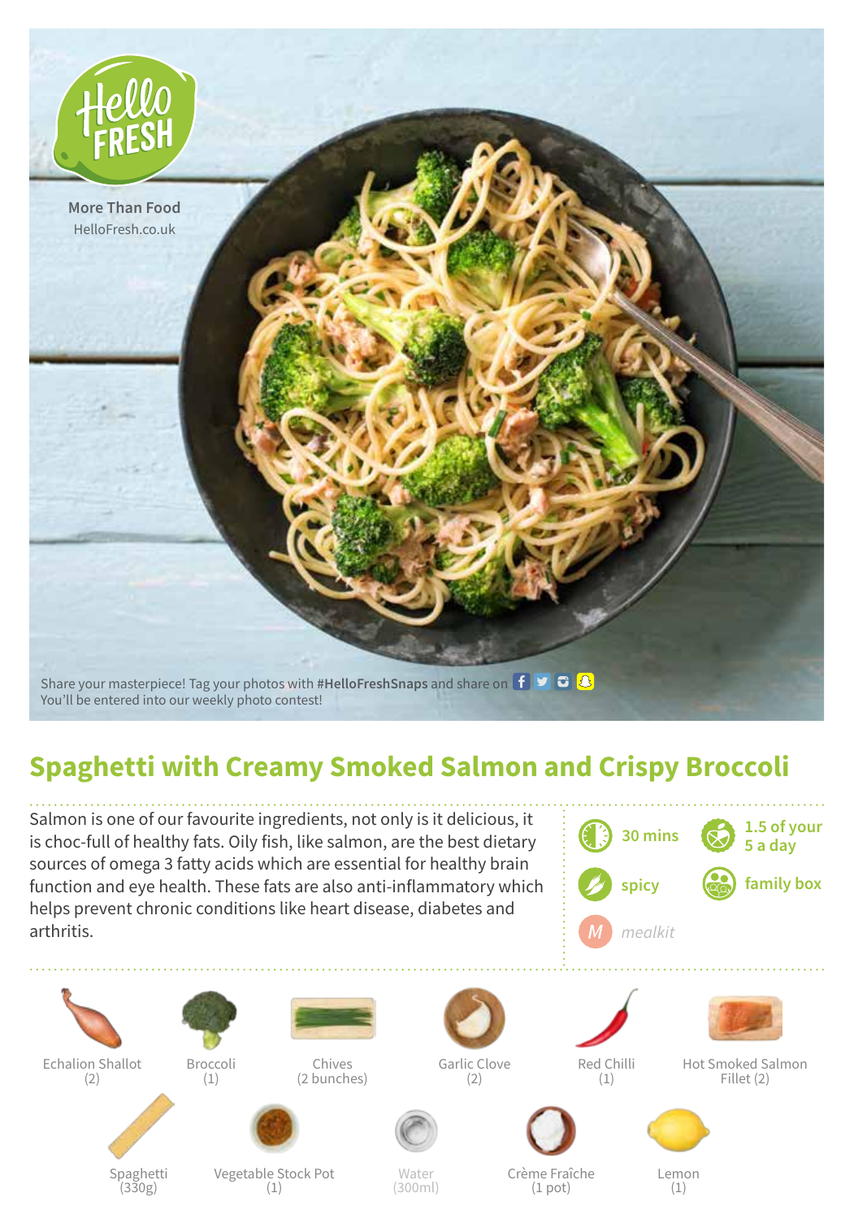Hello FRESH

More Than Food
HelloFresh.co.uk

Share your masterpiece! Tag your photos with **#HelloFreshSnaps** and share on
You'll be entered into our weekly photo contest!

# Spaghetti with Creamy Smoked Salmon and Crispy Broccoli

Salmon is one of our favourite ingredients, not only is it delicious, it is choc-full of healthy fats. Oily fish, like salmon, are the best dietary sources of omega 3 fatty acids which are essential for healthy brain function and eye health. These fats are also anti-inflammatory which helps prevent chronic conditions like heart disease, diabetes and arthritis.

30 mins
1.5 of your 5 a day
spicy
family box
mealkit

- Echalion Shallot (2)
- Broccoli (1)
- Chives (2 bunches)
- Garlic Clove (2)
- Red Chilli (1)
- Hot Smoked Salmon Fillet (2)
- Spaghetti (330g)
- Vegetable Stock Pot (1)
- Water (300ml)
- Crème Fraîche (1 pot)
- Lemon (1)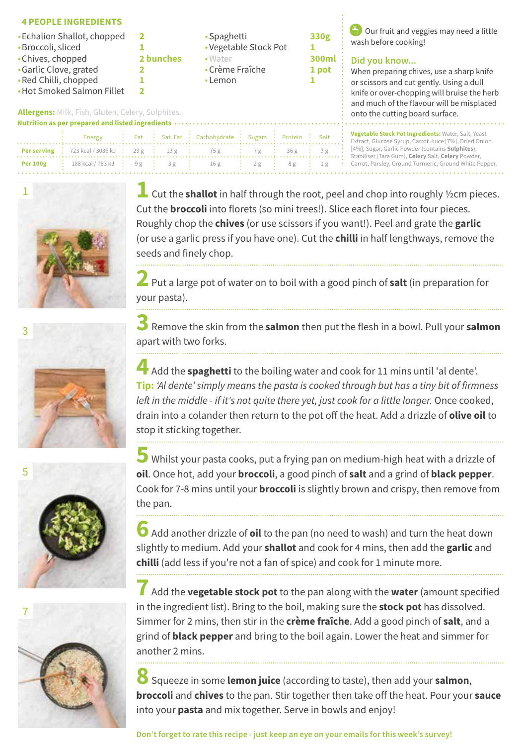## 4 PEOPLE INGREDIENTS

| | | | |
|---|---|---|---|
| • Echalion Shallot, chopped | 2 | • Spaghetti | 330g |
| • Broccoli, sliced | 1 | • Vegetable Stock Pot | 1 |
| • Chives, chopped | 2 bunches | • Water | 300ml |
| • Garlic Clove, grated | 2 | • Crème Fraîche | 1 pot |
| • Red Chilli, chopped | 1 | • Lemon | 1 |
| • Hot Smoked Salmon Fillet | 2 | | |

**Allergens:** Milk, Fish, Gluten, Celery, Sulphites.

**Nutrition as per prepared and listed ingredients**

| | Energy | Fat | Sat. Fat | Carbohydrate | Sugars | Protein | Salt |
|---|---|---|---|---|---|---|---|
| **Per serving** | 723 kcal / 3036 kJ | 29 g | 13 g | 75 g | 7 g | 36 g | 3 g |
| **Per 100g** | 188 kcal / 783 kJ | 9 g | 3 g | 16 g | 2 g | 8 g | 1 g |

Our fruit and veggies may need a little wash before cooking!

### Did you know...

When preparing chives, use a sharp knife or scissors and cut gently. Using a dull knife or over-chopping will bruise the herb and much of the flavour will be misplaced onto the cutting board surface.

**Vegetable Stock Pot Ingredients:** Water, Salt, Yeast Extract, Glucose Syrup, Carrot Juice [7%], Dried Onion [4%], Sugar, Garlic Powder (contains **Sulphites**), Stabiliser [Tara Gum], **Celery** Salt, **Celery** Powder, Carrot, Parsley, Ground Turmeric, Ground White Pepper.

**1** Cut the **shallot** in half through the root, peel and chop into roughly ½cm pieces. Cut the **broccoli** into florets (so mini trees!). Slice each floret into four pieces. Roughly chop the **chives** (or use scissors if you want!). Peel and grate the **garlic** (or use a garlic press if you have one). Cut the **chilli** in half lengthways, remove the seeds and finely chop.

**2** Put a large pot of water on to boil with a good pinch of **salt** (in preparation for your pasta).

**3** Remove the skin from the **salmon** then put the flesh in a bowl. Pull your **salmon** apart with two forks.

**4** Add the **spaghetti** to the boiling water and cook for 11 mins until 'al dente'. **Tip:** *'Al dente' simply means the pasta is cooked through but has a tiny bit of firmness left in the middle - if it's not quite there yet, just cook for a little longer.* Once cooked, drain into a colander then return to the pot off the heat. Add a drizzle of **olive oil** to stop it sticking together.

**5** Whilst your pasta cooks, put a frying pan on medium-high heat with a drizzle of **oil**. Once hot, add your **broccoli**, a good pinch of **salt** and a grind of **black pepper**. Cook for 7-8 mins until your **broccoli** is slightly brown and crispy, then remove from the pan.

**6** Add another drizzle of **oil** to the pan (no need to wash) and turn the heat down slightly to medium. Add your **shallot** and cook for 4 mins, then add the **garlic** and **chilli** (add less if you're not a fan of spice) and cook for 1 minute more.

**7** Add the **vegetable stock pot** to the pan along with the **water** (amount specified in the ingredient list). Bring to the boil, making sure the **stock pot** has dissolved. Simmer for 2 mins, then stir in the **crème fraîche**. Add a good pinch of **salt**, and a grind of **black pepper** and bring to the boil again. Lower the heat and simmer for another 2 mins.

**8** Squeeze in some **lemon juice** (according to taste), then add your **salmon**, **broccoli** and **chives** to the pan. Stir together then take off the heat. Pour your **sauce** into your **pasta** and mix together. Serve in bowls and enjoy!

**Don't forget to rate this recipe - just keep an eye on your emails for this week's survey!**